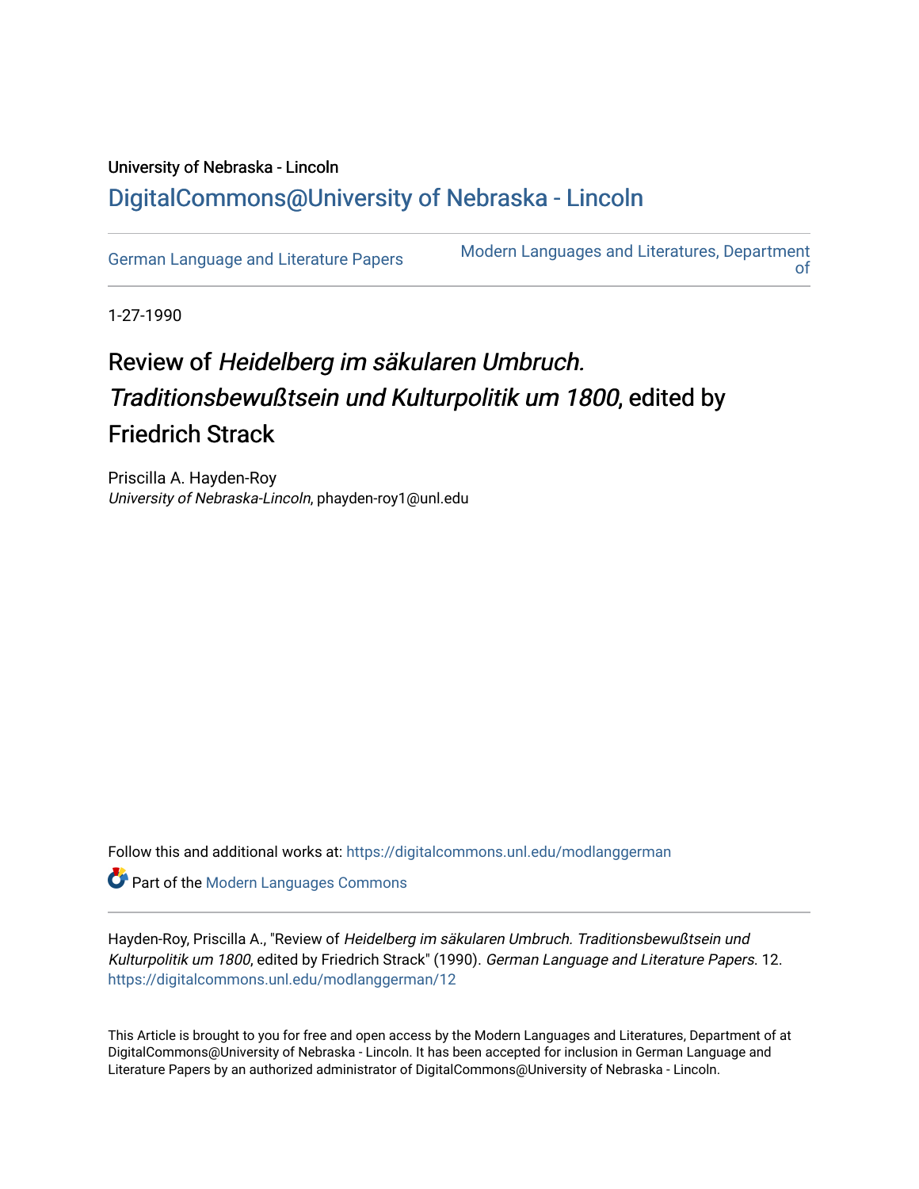University of Nebraska - Lincoln

## DigitalCommons@University of Nebraska - Lincoln

German Language and Literature Papers

Modern Languages and Literatures, Department of

1-27-1990

# Review of *Heidelberg im säkularen Umbruch. Traditionsbewußtsein und Kulturpolitik um 1800*, edited by Friedrich Strack

Priscilla A. Hayden-Roy
*University of Nebraska-Lincoln*, phayden-roy1@unl.edu

Follow this and additional works at: https://digitalcommons.unl.edu/modlanggerman

Part of the Modern Languages Commons

Hayden-Roy, Priscilla A., "Review of *Heidelberg im säkularen Umbruch. Traditionsbewußtsein und Kulturpolitik um 1800*, edited by Friedrich Strack" (1990). *German Language and Literature Papers*. 12.
https://digitalcommons.unl.edu/modlanggerman/12

This Article is brought to you for free and open access by the Modern Languages and Literatures, Department of at DigitalCommons@University of Nebraska - Lincoln. It has been accepted for inclusion in German Language and Literature Papers by an authorized administrator of DigitalCommons@University of Nebraska - Lincoln.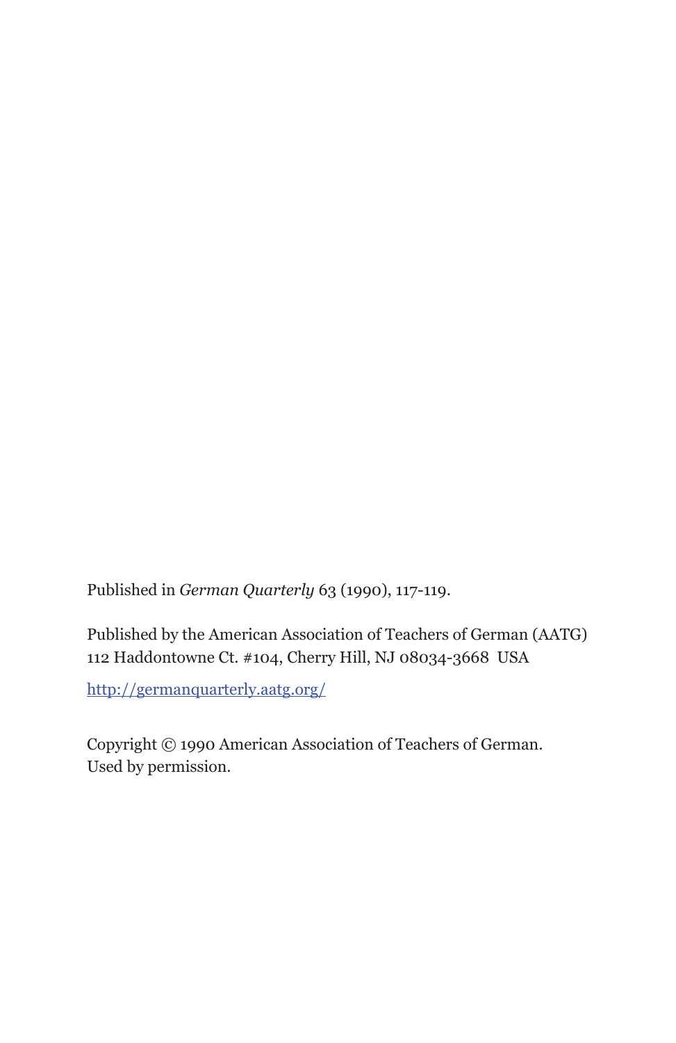Published in *German Quarterly* 63 (1990), 117-119.

Published by the American Association of Teachers of German (AATG)
112 Haddontowne Ct. #104, Cherry Hill, NJ 08034-3668 USA

http://germanquarterly.aatg.org/

Copyright © 1990 American Association of Teachers of German.
Used by permission.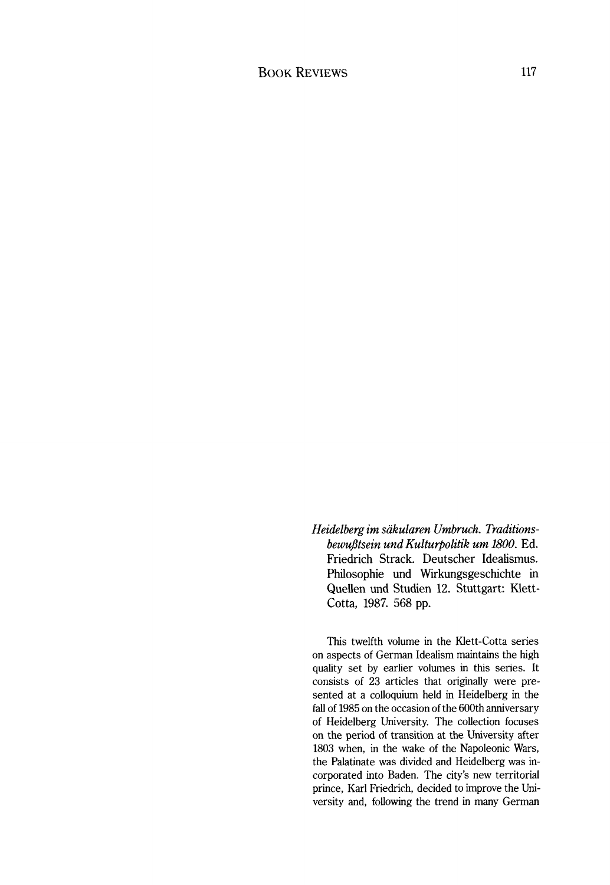*Heidelberg im säkularen Umbruch. Traditionsbewußtsein und Kulturpolitik um 1800*. Ed. Friedrich Strack. Deutscher Idealismus. Philosophie und Wirkungsgeschichte in Quellen und Studien 12. Stuttgart: Klett-Cotta, 1987. 568 pp.

This twelfth volume in the Klett-Cotta series on aspects of German Idealism maintains the high quality set by earlier volumes in this series. It consists of 23 articles that originally were presented at a colloquium held in Heidelberg in the fall of 1985 on the occasion of the 600th anniversary of Heidelberg University. The collection focuses on the period of transition at the University after 1803 when, in the wake of the Napoleonic Wars, the Palatinate was divided and Heidelberg was incorporated into Baden. The city's new territorial prince, Karl Friedrich, decided to improve the University and, following the trend in many German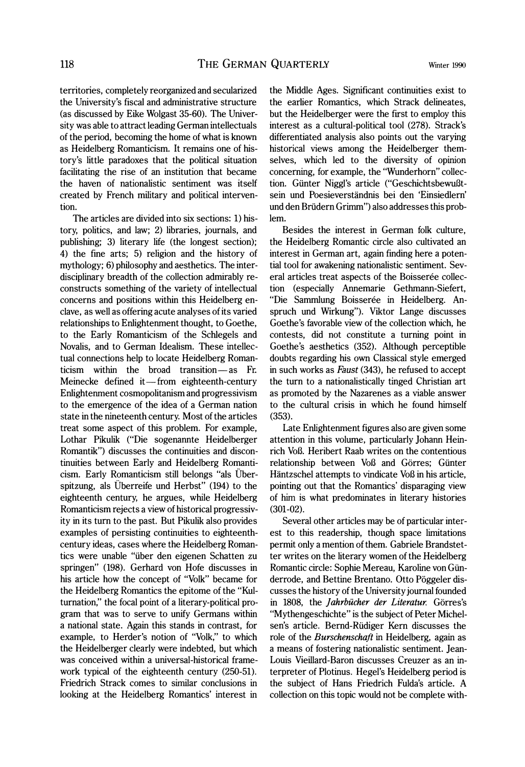territories, completely reorganized and secularized the University's fiscal and administrative structure (as discussed by Eike Wolgast 35-60). The University was able to attract leading German intellectuals of the period, becoming the home of what is known as Heidelberg Romanticism. It remains one of history's little paradoxes that the political situation facilitating the rise of an institution that became the haven of nationalistic sentiment was itself created by French military and political intervention.

The articles are divided into six sections: 1) history, politics, and law; 2) libraries, journals, and publishing; 3) literary life (the longest section); 4) the fine arts; 5) religion and the history of mythology; 6) philosophy and aesthetics. The interdisciplinary breadth of the collection admirably reconstructs something of the variety of intellectual concerns and positions within this Heidelberg enclave, as well as offering acute analyses of its varied relationships to Enlightenment thought, to Goethe, to the Early Romanticism of the Schlegels and Novalis, and to German Idealism. These intellectual connections help to locate Heidelberg Romanticism within the broad transition—as Fr. Meinecke defined it—from eighteenth-century Enlightenment cosmopolitanism and progressivism to the emergence of the idea of a German nation state in the nineteenth century. Most of the articles treat some aspect of this problem. For example, Lothar Pikulik ("Die sogenannte Heidelberger Romantik") discusses the continuities and discontinuities between Early and Heidelberg Romanticism. Early Romanticism still belongs "als Überspitzung, als Überreife und Herbst" (194) to the eighteenth century, he argues, while Heidelberg Romanticism rejects a view of historical progressivity in its turn to the past. But Pikulik also provides examples of persisting continuities to eighteenth-century ideas, cases where the Heidelberg Romantics were unable "über den eigenen Schatten zu springen" (198). Gerhard von Hofe discusses in his article how the concept of "Volk" became for the Heidelberg Romantics the epitome of the "Kulturnation," the focal point of a literary-political program that was to serve to unify Germans within a national state. Again this stands in contrast, for example, to Herder's notion of "Volk," to which the Heidelberger clearly were indebted, but which was conceived within a universal-historical framework typical of the eighteenth century (250-51). Friedrich Strack comes to similar conclusions in looking at the Heidelberg Romantics' interest in the Middle Ages. Significant continuities exist to the earlier Romantics, which Strack delineates, but the Heidelberger were the first to employ this interest as a cultural-political tool (278). Strack's differentiated analysis also points out the varying historical views among the Heidelberger themselves, which led to the diversity of opinion concerning, for example, the "Wunderhorn" collection. Günter Niggl's article ("Geschichtsbewußtsein und Poesieverständnis bei den 'Einsiedlern' und den Brüdern Grimm") also addresses this problem.

Besides the interest in German folk culture, the Heidelberg Romantic circle also cultivated an interest in German art, again finding here a potential tool for awakening nationalistic sentiment. Several articles treat aspects of the Boisserée collection (especially Annemarie Gethmann-Siefert, "Die Sammlung Boisserée in Heidelberg. Anspruch und Wirkung"). Viktor Lange discusses Goethe's favorable view of the collection which, he contests, did not constitute a turning point in Goethe's aesthetics (352). Although perceptible doubts regarding his own Classical style emerged in such works as *Faust* (343), he refused to accept the turn to a nationalistically tinged Christian art as promoted by the Nazarenes as a viable answer to the cultural crisis in which he found himself (353).

Late Enlightenment figures also are given some attention in this volume, particularly Johann Heinrich Voß. Heribert Raab writes on the contentious relationship between Voß and Görres; Günter Häntzschel attempts to vindicate Voß in his article, pointing out that the Romantics' disparaging view of him is what predominates in literary histories (301-02).

Several other articles may be of particular interest to this readership, though space limitations permit only a mention of them. Gabriele Brandstetter writes on the literary women of the Heidelberg Romantic circle: Sophie Mereau, Karoline von Günderrode, and Bettine Brentano. Otto Pöggeler discusses the history of the University journal founded in 1808, the *Jahrbücher der Literatur.* Görres's "Mythengeschichte" is the subject of Peter Michelsen's article. Bernd-Rüdiger Kern discusses the role of the *Burschenschaft* in Heidelberg, again as a means of fostering nationalistic sentiment. Jean-Louis Vieillard-Baron discusses Creuzer as an interpreter of Plotinus. Hegel's Heidelberg period is the subject of Hans Friedrich Fulda's article. A collection on this topic would not be complete with-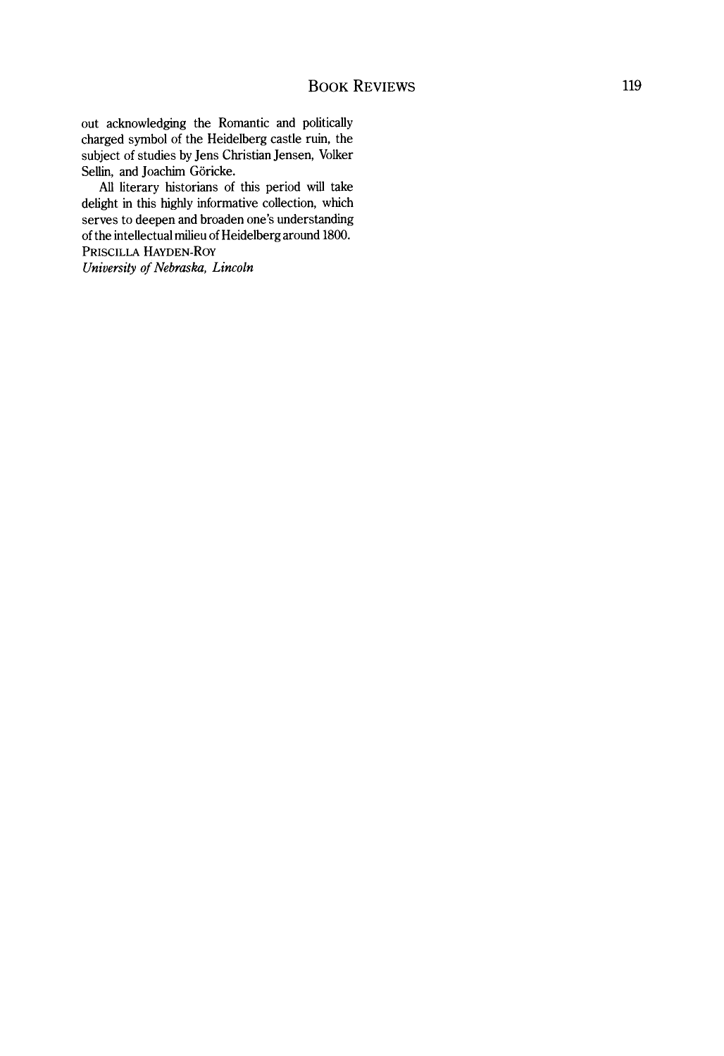out acknowledging the Romantic and politically charged symbol of the Heidelberg castle ruin, the subject of studies by Jens Christian Jensen, Volker Sellin, and Joachim Göricke.

All literary historians of this period will take delight in this highly informative collection, which serves to deepen and broaden one's understanding of the intellectual milieu of Heidelberg around 1800.

PRISCILLA HAYDEN-ROY
*University of Nebraska, Lincoln*